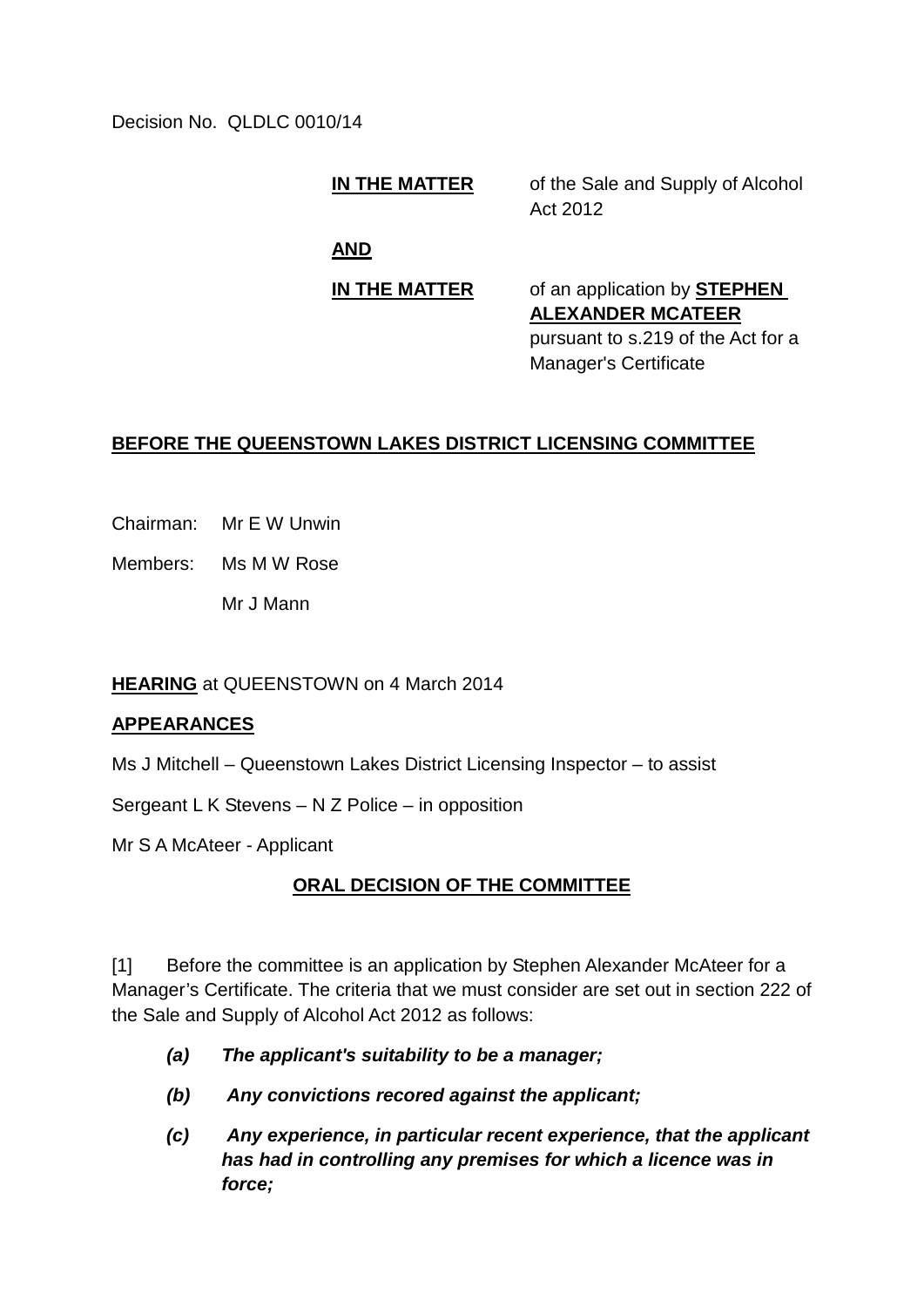Decision No. QLDLC 0010/14

**IN THE MATTER** of the Sale and Supply of Alcohol Act 2012

**AND**

**IN THE MATTER** of an application by **STEPHEN ALEXANDER MCATEER** pursuant to s.219 of the Act for a Manager's Certificate

**BEFORE THE QUEENSTOWN LAKES DISTRICT LICENSING COMMITTEE**

Chairman: Mr E W Unwin

Members: Ms M W Rose

Mr J Mann

**HEARING** at QUEENSTOWN on 4 March 2014

**APPEARANCES**

Ms J Mitchell – Queenstown Lakes District Licensing Inspector – to assist

Sergeant L K Stevens – N Z Police – in opposition

Mr S A McAteer - Applicant

**ORAL DECISION OF THE COMMITTEE**

[1] Before the committee is an application by Stephen Alexander McAteer for a Manager's Certificate. The criteria that we must consider are set out in section 222 of the Sale and Supply of Alcohol Act 2012 as follows:

- ***(a) The applicant's suitability to be a manager;***
- ***(b) Any convictions recored against the applicant;***
- ***(c) Any experience, in particular recent experience, that the applicant has had in controlling any premises for which a licence was in force;***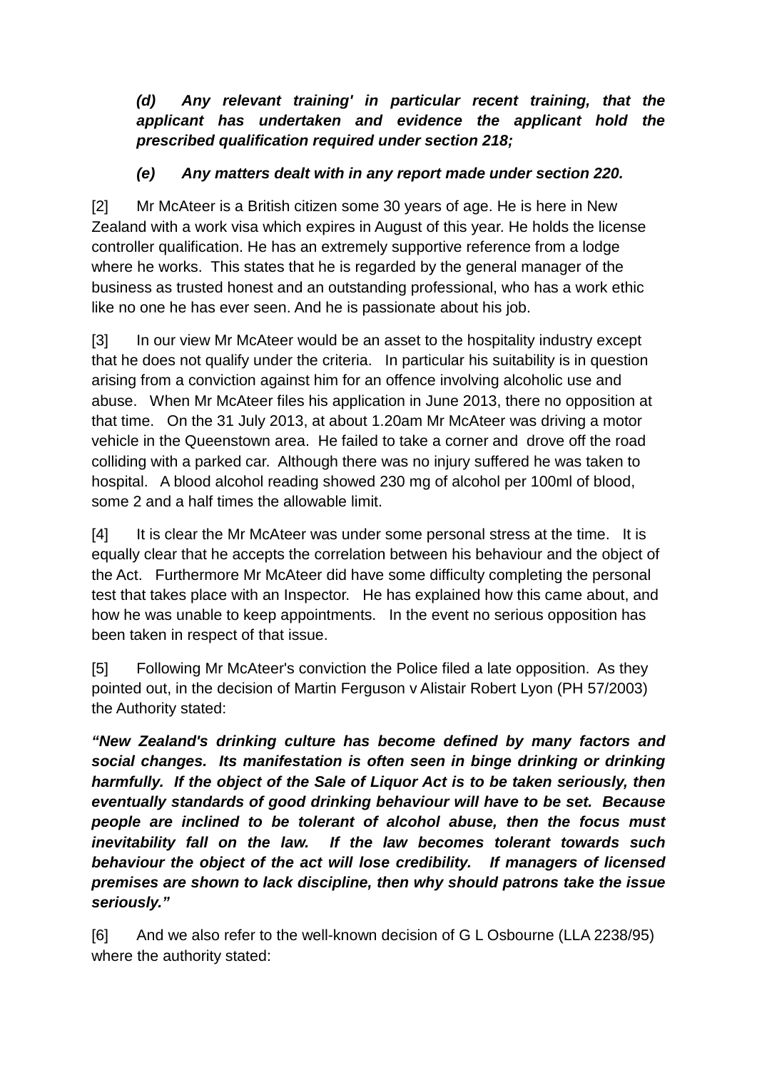*__(d) Any relevant training' in particular recent training, that the applicant has undertaken and evidence the applicant hold the prescribed qualification required under section 218;__*

*__(e) Any matters dealt with in any report made under section 220.__*

[2] Mr McAteer is a British citizen some 30 years of age. He is here in New Zealand with a work visa which expires in August of this year. He holds the license controller qualification. He has an extremely supportive reference from a lodge where he works. This states that he is regarded by the general manager of the business as trusted honest and an outstanding professional, who has a work ethic like no one he has ever seen. And he is passionate about his job.

[3] In our view Mr McAteer would be an asset to the hospitality industry except that he does not qualify under the criteria. In particular his suitability is in question arising from a conviction against him for an offence involving alcoholic use and abuse. When Mr McAteer files his application in June 2013, there no opposition at that time. On the 31 July 2013, at about 1.20am Mr McAteer was driving a motor vehicle in the Queenstown area. He failed to take a corner and drove off the road colliding with a parked car. Although there was no injury suffered he was taken to hospital. A blood alcohol reading showed 230 mg of alcohol per 100ml of blood, some 2 and a half times the allowable limit.

[4] It is clear the Mr McAteer was under some personal stress at the time. It is equally clear that he accepts the correlation between his behaviour and the object of the Act. Furthermore Mr McAteer did have some difficulty completing the personal test that takes place with an Inspector. He has explained how this came about, and how he was unable to keep appointments. In the event no serious opposition has been taken in respect of that issue.

[5] Following Mr McAteer's conviction the Police filed a late opposition. As they pointed out, in the decision of Martin Ferguson v Alistair Robert Lyon (PH 57/2003) the Authority stated:

*__"New Zealand's drinking culture has become defined by many factors and social changes. Its manifestation is often seen in binge drinking or drinking harmfully. If the object of the Sale of Liquor Act is to be taken seriously, then eventually standards of good drinking behaviour will have to be set. Because people are inclined to be tolerant of alcohol abuse, then the focus must inevitability fall on the law. If the law becomes tolerant towards such behaviour the object of the act will lose credibility. If managers of licensed premises are shown to lack discipline, then why should patrons take the issue seriously."__*

[6] And we also refer to the well-known decision of G L Osbourne (LLA 2238/95) where the authority stated: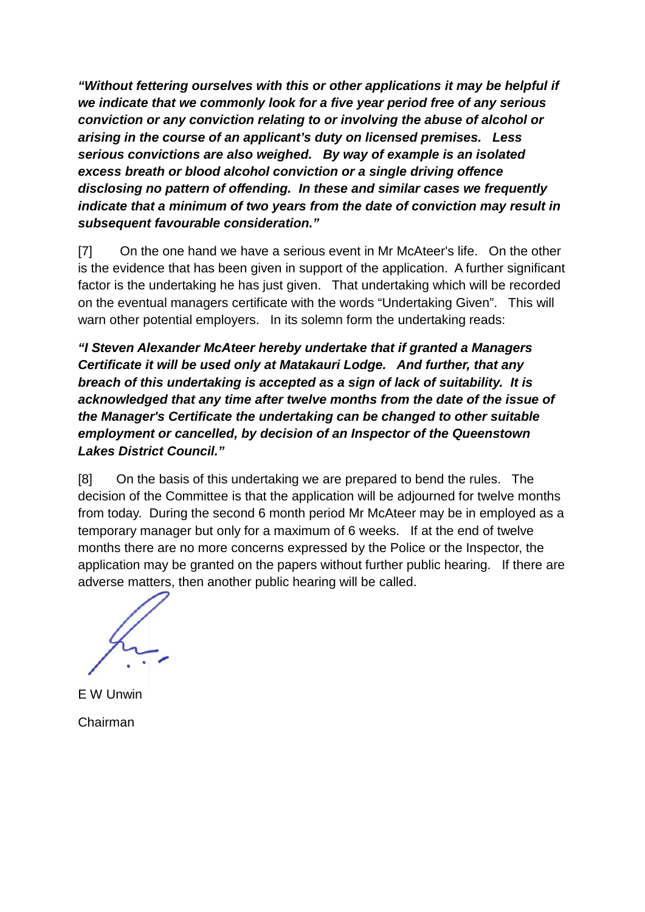***"Without fettering ourselves with this or other applications it may be helpful if we indicate that we commonly look for a five year period free of any serious conviction or any conviction relating to or involving the abuse of alcohol or arising in the course of an applicant's duty on licensed premises. Less serious convictions are also weighed. By way of example is an isolated excess breath or blood alcohol conviction or a single driving offence disclosing no pattern of offending. In these and similar cases we frequently indicate that a minimum of two years from the date of conviction may result in subsequent favourable consideration."***

[7] On the one hand we have a serious event in Mr McAteer's life. On the other is the evidence that has been given in support of the application. A further significant factor is the undertaking he has just given. That undertaking which will be recorded on the eventual managers certificate with the words "Undertaking Given". This will warn other potential employers. In its solemn form the undertaking reads:

***"I Steven Alexander McAteer hereby undertake that if granted a Managers Certificate it will be used only at Matakauri Lodge. And further, that any breach of this undertaking is accepted as a sign of lack of suitability. It is acknowledged that any time after twelve months from the date of the issue of the Manager's Certificate the undertaking can be changed to other suitable employment or cancelled, by decision of an Inspector of the Queenstown Lakes District Council."***

[8] On the basis of this undertaking we are prepared to bend the rules. The decision of the Committee is that the application will be adjourned for twelve months from today. During the second 6 month period Mr McAteer may be in employed as a temporary manager but only for a maximum of 6 weeks. If at the end of twelve months there are no more concerns expressed by the Police or the Inspector, the application may be granted on the papers without further public hearing. If there are adverse matters, then another public hearing will be called.

E W Unwin

Chairman